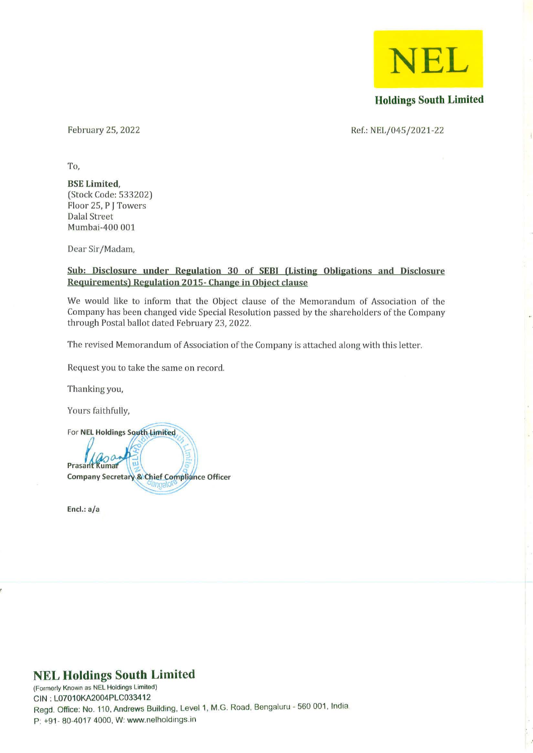**NEL**

**Holdings South Limited**

February 25, 2022

Ref.: NEL/045/2021-22

To,

**BSE Limited,**
(Stock Code: 533202)
Floor 25, P J Towers
Dalal Street
Mumbai-400 001

Dear Sir/Madam,

**<u>Sub: Disclosure under Regulation 30 of SEBI (Listing Obligations and Disclosure Requirements) Regulation 2015- Change in Object clause</u>**

We would like to inform that the Object clause of the Memorandum of Association of the Company has been changed vide Special Resolution passed by the shareholders of the Company through Postal ballot dated February 23, 2022.

The revised Memorandum of Association of the Company is attached along with this letter.

Request you to take the same on record.

Thanking you,

Yours faithfully,

For **NEL Holdings South Limited**

**Prasant Kumar**
**Company Secretary & Chief Compliance Officer**

**Encl.: a/a**

**NEL Holdings South Limited**
(Formerly Known as NEL Holdings Limited)
CIN : L07010KA2004PLC033412
Regd. Office: No. 110, Andrews Building, Level 1, M.G. Road, Bengaluru - 560 001, India
P: +91- 80-4017 4000, W: www.nelholdings.in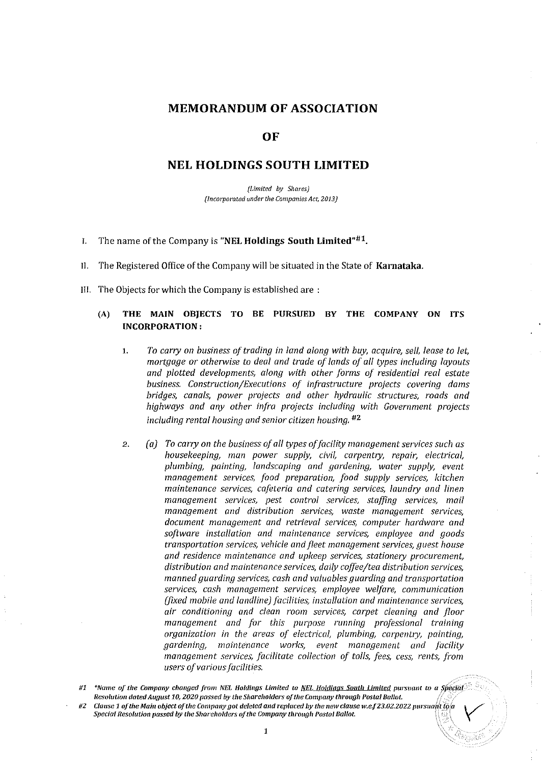# MEMORANDUM OF ASSOCIATION

# OF

# NEL HOLDINGS SOUTH LIMITED

*(Limited by Shares)*
*(Incorporated under the Companies Act, 2013)*

I. The name of the Company is **"NEL Holdings South Limited"**#1.

II. The Registered Office of the Company will be situated in the State of **Karnataka.**

III. The Objects for which the Company is established are :

**(A) THE MAIN OBJECTS TO BE PURSUED BY THE COMPANY ON ITS INCORPORATION :**

1. *To carry on business of trading in land along with buy, acquire, sell, lease to let, mortgage or otherwise to deal and trade of lands of all types including layouts and plotted developments, along with other forms of residential real estate business. Construction/Executions of infrastructure projects covering dams bridges, canals, power projects and other hydraulic structures, roads and highways and any other infra projects including with Government projects including rental housing and senior citizen housing.* #2

2. *(a) To carry on the business of all types of facility management services such as housekeeping, man power supply, civil, carpentry, repair, electrical, plumbing, painting, landscaping and gardening, water supply, event management services, food preparation, food supply services, kitchen maintenance services, cafeteria and catering services, laundry and linen management services, pest control services, staffing services, mail management and distribution services, waste management services, document management and retrieval services, computer hardware and software installation and maintenance services, employee and goods transportation services, vehicle and fleet management services, guest house and residence maintenance and upkeep services, stationery procurement, distribution and maintenance services, daily coffee/tea distribution services, manned guarding services, cash and valuables guarding and transportation services, cash management services, employee welfare, communication (fixed mobile and landline) facilities, installation and maintenance services, air conditioning and clean room services, carpet cleaning and floor management and for this purpose running professional training organization in the areas of electrical, plumbing, carpentry, painting, gardening, maintenance works, event management and facility management services, facilitate collection of tolls, fees, cess, rents, from users of various facilities.*

*#1 \*Name of the Company changed from NEL Holdings Limited to NEL Holdings South Limited pursuant to a Special Resolution dated August 10, 2020 passed by the Shareholders of the Company through Postal Ballot.*

*#2 Clause 1 of the Main object of the Company got deleted and replaced by the new clause w.e.f 23.02.2022 pursuant to a Special Resolution passed by the Shareholders of the Company through Postal Ballot.*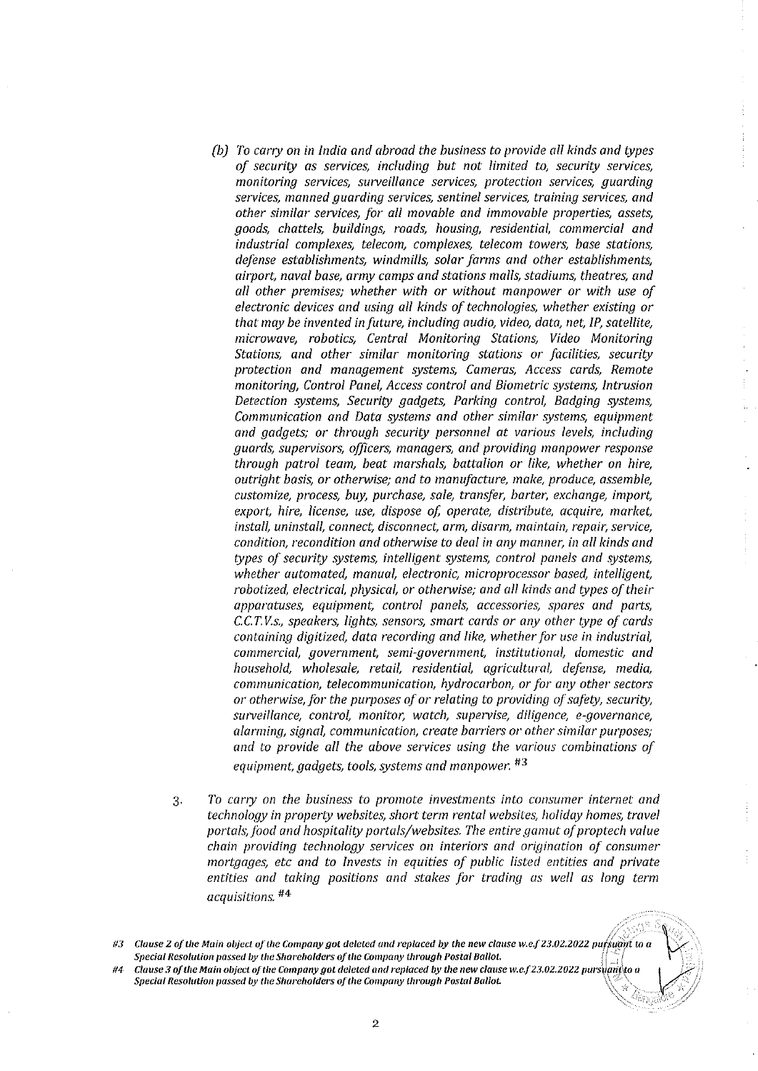*(b) To carry on in India and abroad the business to provide all kinds and types of security as services, including but not limited to, security services, monitoring services, surveillance services, protection services, guarding services, manned guarding services, sentinel services, training services, and other similar services, for all movable and immovable properties, assets, goods, chattels, buildings, roads, housing, residential, commercial and industrial complexes, telecom, complexes, telecom towers, base stations, defense establishments, windmills, solar farms and other establishments, airport, naval base, army camps and stations malls, stadiums, theatres, and all other premises; whether with or without manpower or with use of electronic devices and using all kinds of technologies, whether existing or that may be invented in future, including audio, video, data, net, IP, satellite, microwave, robotics, Central Monitoring Stations, Video Monitoring Stations, and other similar monitoring stations or facilities, security protection and management systems, Cameras, Access cards, Remote monitoring, Control Panel, Access control and Biometric systems, Intrusion Detection systems, Security gadgets, Parking control, Badging systems, Communication and Data systems and other similar systems, equipment and gadgets; or through security personnel at various levels, including guards, supervisors, officers, managers, and providing manpower response through patrol team, beat marshals, battalion or like, whether on hire, outright basis, or otherwise; and to manufacture, make, produce, assemble, customize, process, buy, purchase, sale, transfer, barter, exchange, import, export, hire, license, use, dispose of, operate, distribute, acquire, market, install, uninstall, connect, disconnect, arm, disarm, maintain, repair, service, condition, recondition and otherwise to deal in any manner, in all kinds and types of security systems, intelligent systems, control panels and systems, whether automated, manual, electronic, microprocessor based, intelligent, robotized, electrical, physical, or otherwise; and all kinds and types of their apparatuses, equipment, control panels, accessories, spares and parts, C.C.T.V.s., speakers, lights, sensors, smart cards or any other type of cards containing digitized, data recording and like, whether for use in industrial, commercial, government, semi-government, institutional, domestic and household, wholesale, retail, residential, agricultural, defense, media, communication, telecommunication, hydrocarbon, or for any other sectors or otherwise, for the purposes of or relating to providing of safety, security, surveillance, control, monitor, watch, supervise, diligence, e-governance, alarming, signal, communication, create barriers or other similar purposes; and to provide all the above services using the various combinations of equipment, gadgets, tools, systems and manpower.* #3

3. *To carry on the business to promote investments into consumer internet and technology in property websites, short term rental websites, holiday homes, travel portals, food and hospitality portals/websites. The entire gamut of proptech value chain providing technology services on interiors and origination of consumer mortgages, etc and to Invests in equities of public listed entities and private entities and taking positions and stakes for trading as well as long term acquisitions.* #4

---

*#3 Clause 2 of the Main object of the Company got deleted and replaced by the new clause w.e.f 23.02.2022 pursuant to a Special Resolution passed by the Shareholders of the Company through Postal Ballot.*

*#4 Clause 3 of the Main object of the Company got deleted and replaced by the new clause w.e.f 23.02.2022 pursuant to a Special Resolution passed by the Shareholders of the Company through Postal Ballot.*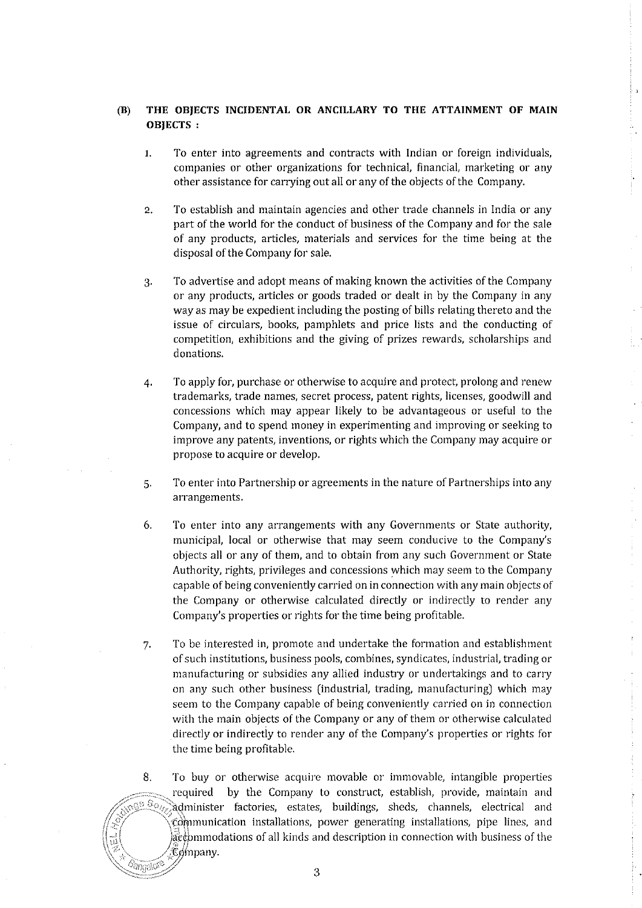**(B) THE OBJECTS INCIDENTAL OR ANCILLARY TO THE ATTAINMENT OF MAIN OBJECTS :**

1. To enter into agreements and contracts with Indian or foreign individuals, companies or other organizations for technical, financial, marketing or any other assistance for carrying out all or any of the objects of the Company.

2. To establish and maintain agencies and other trade channels in India or any part of the world for the conduct of business of the Company and for the sale of any products, articles, materials and services for the time being at the disposal of the Company for sale.

3. To advertise and adopt means of making known the activities of the Company or any products, articles or goods traded or dealt in by the Company in any way as may be expedient including the posting of bills relating thereto and the issue of circulars, books, pamphlets and price lists and the conducting of competition, exhibitions and the giving of prizes rewards, scholarships and donations.

4. To apply for, purchase or otherwise to acquire and protect, prolong and renew trademarks, trade names, secret process, patent rights, licenses, goodwill and concessions which may appear likely to be advantageous or useful to the Company, and to spend money in experimenting and improving or seeking to improve any patents, inventions, or rights which the Company may acquire or propose to acquire or develop.

5. To enter into Partnership or agreements in the nature of Partnerships into any arrangements.

6. To enter into any arrangements with any Governments or State authority, municipal, local or otherwise that may seem conducive to the Company's objects all or any of them, and to obtain from any such Government or State Authority, rights, privileges and concessions which may seem to the Company capable of being conveniently carried on in connection with any main objects of the Company or otherwise calculated directly or indirectly to render any Company's properties or rights for the time being profitable.

7. To be interested in, promote and undertake the formation and establishment of such institutions, business pools, combines, syndicates, industrial, trading or manufacturing or subsidies any allied industry or undertakings and to carry on any such other business (industrial, trading, manufacturing) which may seem to the Company capable of being conveniently carried on in connection with the main objects of the Company or any of them or otherwise calculated directly or indirectly to render any of the Company's properties or rights for the time being profitable.

8. To buy or otherwise acquire movable or immovable, intangible properties required by the Company to construct, establish, provide, maintain and administer factories, estates, buildings, sheds, channels, electrical and communication installations, power generating installations, pipe lines, and accommodations of all kinds and description in connection with business of the Company.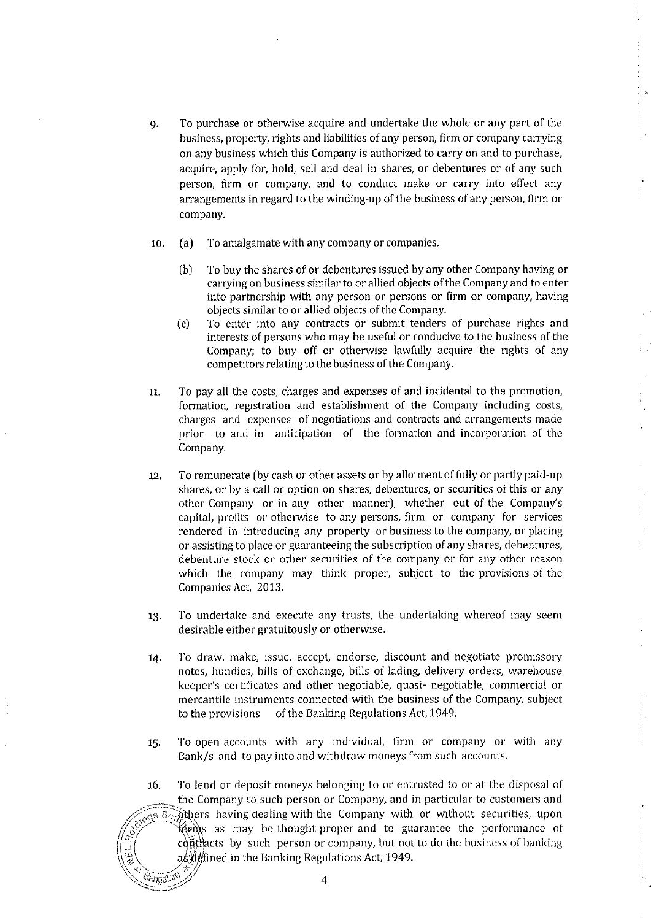9. To purchase or otherwise acquire and undertake the whole or any part of the business, property, rights and liabilities of any person, firm or company carrying on any business which this Company is authorized to carry on and to purchase, acquire, apply for, hold, sell and deal in shares, or debentures or of any such person, firm or company, and to conduct make or carry into effect any arrangements in regard to the winding-up of the business of any person, firm or company.

10. (a) To amalgamate with any company or companies.

    (b) To buy the shares of or debentures issued by any other Company having or carrying on business similar to or allied objects of the Company and to enter into partnership with any person or persons or firm or company, having objects similar to or allied objects of the Company.

    (c) To enter into any contracts or submit tenders of purchase rights and interests of persons who may be useful or conducive to the business of the Company; to buy off or otherwise lawfully acquire the rights of any competitors relating to the business of the Company.

11. To pay all the costs, charges and expenses of and incidental to the promotion, formation, registration and establishment of the Company including costs, charges and expenses of negotiations and contracts and arrangements made prior to and in anticipation of the formation and incorporation of the Company.

12. To remunerate (by cash or other assets or by allotment of fully or partly paid-up shares, or by a call or option on shares, debentures, or securities of this or any other Company or in any other manner), whether out of the Company's capital, profits or otherwise to any persons, firm or company for services rendered in introducing any property or business to the company, or placing or assisting to place or guaranteeing the subscription of any shares, debentures, debenture stock or other securities of the company or for any other reason which the company may think proper, subject to the provisions of the Companies Act, 2013.

13. To undertake and execute any trusts, the undertaking whereof may seem desirable either gratuitously or otherwise.

14. To draw, make, issue, accept, endorse, discount and negotiate promissory notes, hundies, bills of exchange, bills of lading, delivery orders, warehouse keeper's certificates and other negotiable, quasi- negotiable, commercial or mercantile instruments connected with the business of the Company, subject to the provisions of the Banking Regulations Act, 1949.

15. To open accounts with any individual, firm or company or with any Bank/s and to pay into and withdraw moneys from such accounts.

16. To lend or deposit moneys belonging to or entrusted to or at the disposal of the Company to such person or Company, and in particular to customers and others having dealing with the Company with or without securities, upon terms as may be thought proper and to guarantee the performance of contracts by such person or company, but not to do the business of banking as defined in the Banking Regulations Act, 1949.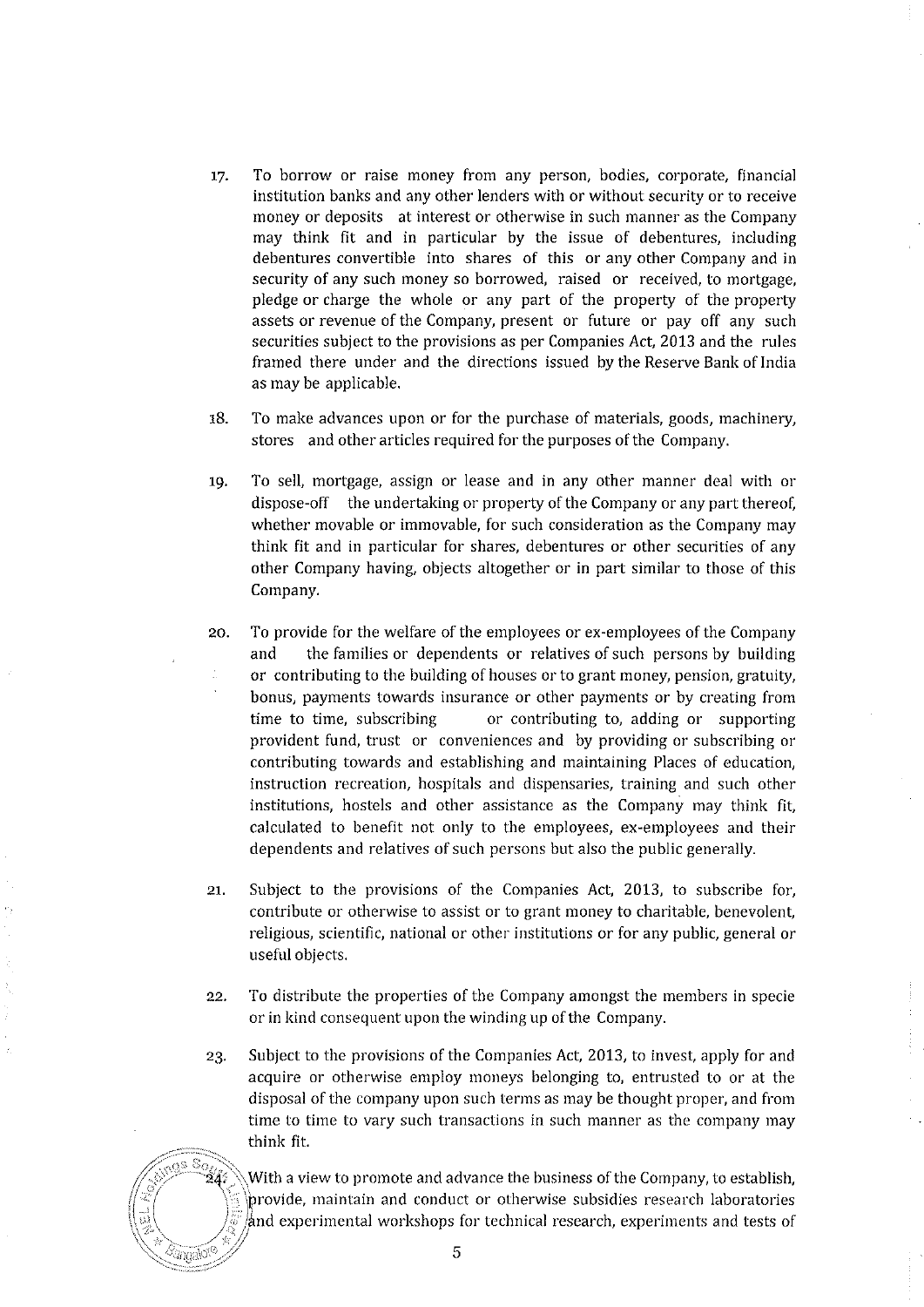17. To borrow or raise money from any person, bodies, corporate, financial institution banks and any other lenders with or without security or to receive money or deposits at interest or otherwise in such manner as the Company may think fit and in particular by the issue of debentures, including debentures convertible into shares of this or any other Company and in security of any such money so borrowed, raised or received, to mortgage, pledge or charge the whole or any part of the property of the property assets or revenue of the Company, present or future or pay off any such securities subject to the provisions as per Companies Act, 2013 and the rules framed there under and the directions issued by the Reserve Bank of India as may be applicable.

18. To make advances upon or for the purchase of materials, goods, machinery, stores and other articles required for the purposes of the Company.

19. To sell, mortgage, assign or lease and in any other manner deal with or dispose-off the undertaking or property of the Company or any part thereof, whether movable or immovable, for such consideration as the Company may think fit and in particular for shares, debentures or other securities of any other Company having, objects altogether or in part similar to those of this Company.

20. To provide for the welfare of the employees or ex-employees of the Company and the families or dependents or relatives of such persons by building or contributing to the building of houses or to grant money, pension, gratuity, bonus, payments towards insurance or other payments or by creating from time to time, subscribing or contributing to, adding or supporting provident fund, trust or conveniences and by providing or subscribing or contributing towards and establishing and maintaining Places of education, instruction recreation, hospitals and dispensaries, training and such other institutions, hostels and other assistance as the Company may think fit, calculated to benefit not only to the employees, ex-employees and their dependents and relatives of such persons but also the public generally.

21. Subject to the provisions of the Companies Act, 2013, to subscribe for, contribute or otherwise to assist or to grant money to charitable, benevolent, religious, scientific, national or other institutions or for any public, general or useful objects.

22. To distribute the properties of the Company amongst the members in specie or in kind consequent upon the winding up of the Company.

23. Subject to the provisions of the Companies Act, 2013, to invest, apply for and acquire or otherwise employ moneys belonging to, entrusted to or at the disposal of the company upon such terms as may be thought proper, and from time to time to vary such transactions in such manner as the company may think fit.

24. With a view to promote and advance the business of the Company, to establish, provide, maintain and conduct or otherwise subsidies research laboratories and experimental workshops for technical research, experiments and tests of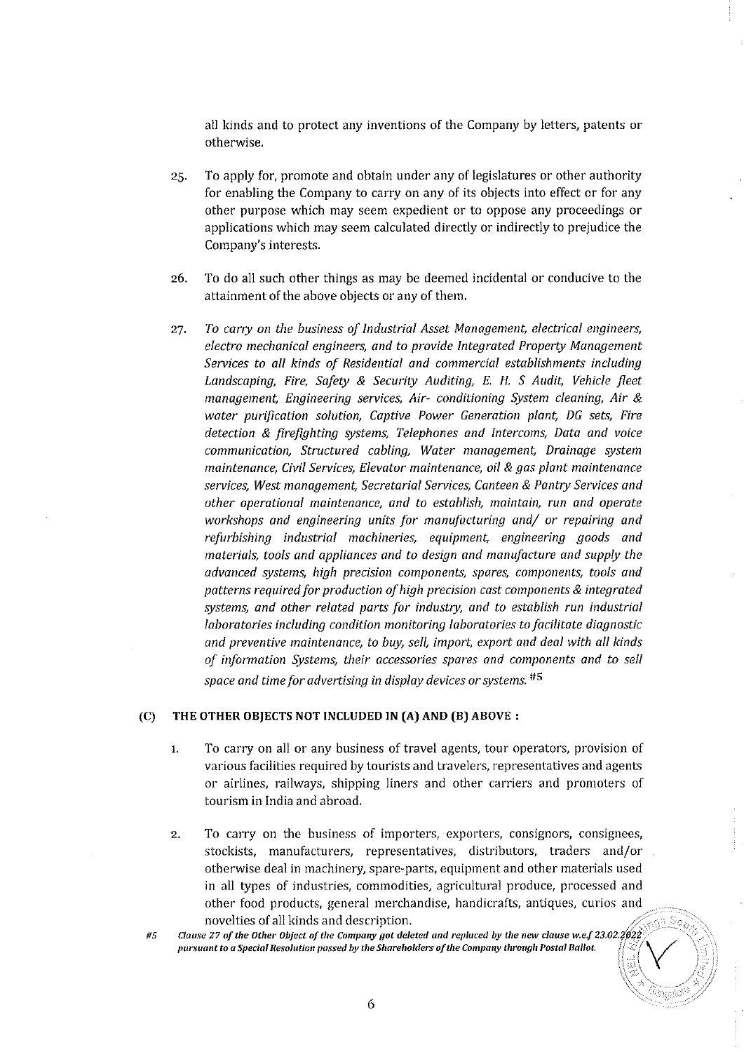all kinds and to protect any inventions of the Company by letters, patents or otherwise.

25. To apply for, promote and obtain under any of legislatures or other authority for enabling the Company to carry on any of its objects into effect or for any other purpose which may seem expedient or to oppose any proceedings or applications which may seem calculated directly or indirectly to prejudice the Company's interests.

26. To do all such other things as may be deemed incidental or conducive to the attainment of the above objects or any of them.

27. *To carry on the business of Industrial Asset Management, electrical engineers, electro mechanical engineers, and to provide Integrated Property Management Services to all kinds of Residential and commercial establishments including Landscaping, Fire, Safety & Security Auditing, E. H. S Audit, Vehicle fleet management, Engineering services, Air- conditioning System cleaning, Air & water purification solution, Captive Power Generation plant, DG sets, Fire detection & firefighting systems, Telephones and Intercoms, Data and voice communication, Structured cabling, Water management, Drainage system maintenance, Civil Services, Elevator maintenance, oil & gas plant maintenance services, West management, Secretarial Services, Canteen & Pantry Services and other operational maintenance, and to establish, maintain, run and operate workshops and engineering units for manufacturing and/ or repairing and refurbishing industrial machineries, equipment, engineering goods and materials, tools and appliances and to design and manufacture and supply the advanced systems, high precision components, spares, components, tools and patterns required for production of high precision cast components & integrated systems, and other related parts for industry, and to establish run industrial laboratories including condition monitoring laboratories to facilitate diagnostic and preventive maintenance, to buy, sell, import, export and deal with all kinds of information Systems, their accessories spares and components and to sell space and time for advertising in display devices or systems.* #5

## (C) THE OTHER OBJECTS NOT INCLUDED IN (A) AND (B) ABOVE :

1. To carry on all or any business of travel agents, tour operators, provision of various facilities required by tourists and travelers, representatives and agents or airlines, railways, shipping liners and other carriers and promoters of tourism in India and abroad.

2. To carry on the business of importers, exporters, consignors, consignees, stockists, manufacturers, representatives, distributors, traders and/or otherwise deal in machinery, spare-parts, equipment and other materials used in all types of industries, commodities, agricultural produce, processed and other food products, general merchandise, handicrafts, antiques, curios and novelties of all kinds and description.

#5 *Clause 27 of the Other Object of the Company got deleted and replaced by the new clause w.e.f 23.02.2022 pursuant to a Special Resolution passed by the Shareholders of the Company through Postal Ballot.*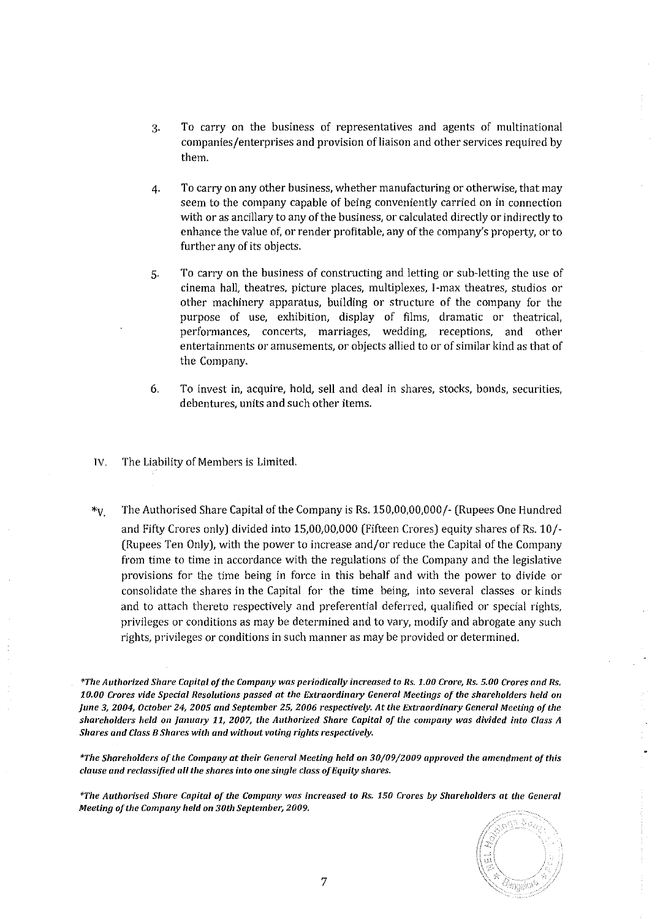3. To carry on the business of representatives and agents of multinational companies/enterprises and provision of liaison and other services required by them.

4. To carry on any other business, whether manufacturing or otherwise, that may seem to the company capable of being conveniently carried on in connection with or as ancillary to any of the business, or calculated directly or indirectly to enhance the value of, or render profitable, any of the company's property, or to further any of its objects.

5. To carry on the business of constructing and letting or sub-letting the use of cinema hall, theatres, picture places, multiplexes, I-max theatres, studios or other machinery apparatus, building or structure of the company for the purpose of use, exhibition, display of films, dramatic or theatrical, performances, concerts, marriages, wedding, receptions, and other entertainments or amusements, or objects allied to or of similar kind as that of the Company.

6. To invest in, acquire, hold, sell and deal in shares, stocks, bonds, securities, debentures, units and such other items.

IV. The Liability of Members is Limited.

*V. The Authorised Share Capital of the Company is Rs. 150,00,00,000/- (Rupees One Hundred and Fifty Crores only) divided into 15,00,00,000 (Fifteen Crores) equity shares of Rs. 10/- (Rupees Ten Only), with the power to increase and/or reduce the Capital of the Company from time to time in accordance with the regulations of the Company and the legislative provisions for the time being in force in this behalf and with the power to divide or consolidate the shares in the Capital for the time being, into several classes or kinds and to attach thereto respectively and preferential deferred, qualified or special rights, privileges or conditions as may be determined and to vary, modify and abrogate any such rights, privileges or conditions in such manner as may be provided or determined.

*\*The Authorized Share Capital of the Company was periodically increased to Rs. 1.00 Crore, Rs. 5.00 Crores and Rs. 10.00 Crores vide Special Resolutions passed at the Extraordinary General Meetings of the shareholders held on June 3, 2004, October 24, 2005 and September 25, 2006 respectively. At the Extraordinary General Meeting of the shareholders held on January 11, 2007, the Authorized Share Capital of the company was divided into Class A Shares and Class B Shares with and without voting rights respectively.*

*\*The Shareholders of the Company at their General Meeting held on 30/09/2009 approved the amendment of this clause and reclassified all the shares into one single class of Equity shares.*

*\*The Authorised Share Capital of the Company was increased to Rs. 150 Crores by Shareholders at the General Meeting of the Company held on 30th September, 2009.*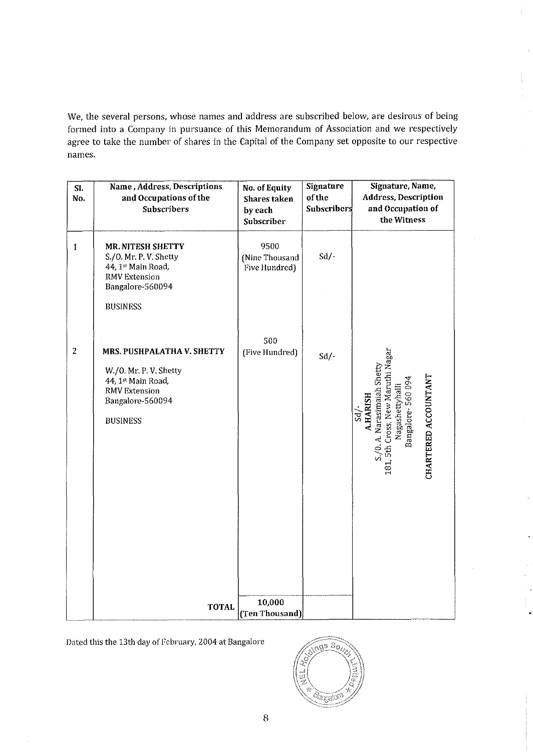We, the several persons, whose names and address are subscribed below, are desirous of being formed into a Company in pursuance of this Memorandum of Association and we respectively agree to take the number of shares in the Capital of the Company set opposite to our respective names.

| Sl. No. | Name, Address, Descriptions and Occupations of the Subscribers | No. of Equity Shares taken by each Subscriber | Signature of the Subscribers | Signature, Name, Address, Description and Occupation of the Witness |
|---|---|---|---|---|
| 1 | **MR. NITESH SHETTY**<br>S./O. Mr. P. V. Shetty<br>44, 1st Main Road,<br>RMV Extension<br>Bangalore-560094<br><br>BUSINESS | 9500<br>(Nine Thousand Five Hundred) | Sd/- | Sd/-<br>**A.HARISH**<br>S./O. A. Narasimaiah Shetty<br>181, 5th Cross, New Maruthi Nagar<br>Nagashettyhalli<br>Bangalore- 560 094<br><br>**CHARTERED ACCOUNTANT** |
| 2 | **MRS. PUSHPALATHA V. SHETTY**<br>W./O. Mr. P. V. Shetty<br>44, 1st Main Road,<br>RMV Extension<br>Bangalore-560094<br><br>BUSINESS | 500<br>(Five Hundred) | Sd/- | |
| | **TOTAL** | **10,000**<br>**(Ten Thousand)** | | |

Dated this the 13th day of February, 2004 at Bangalore

NEL Holdings South Limited
Bangalore